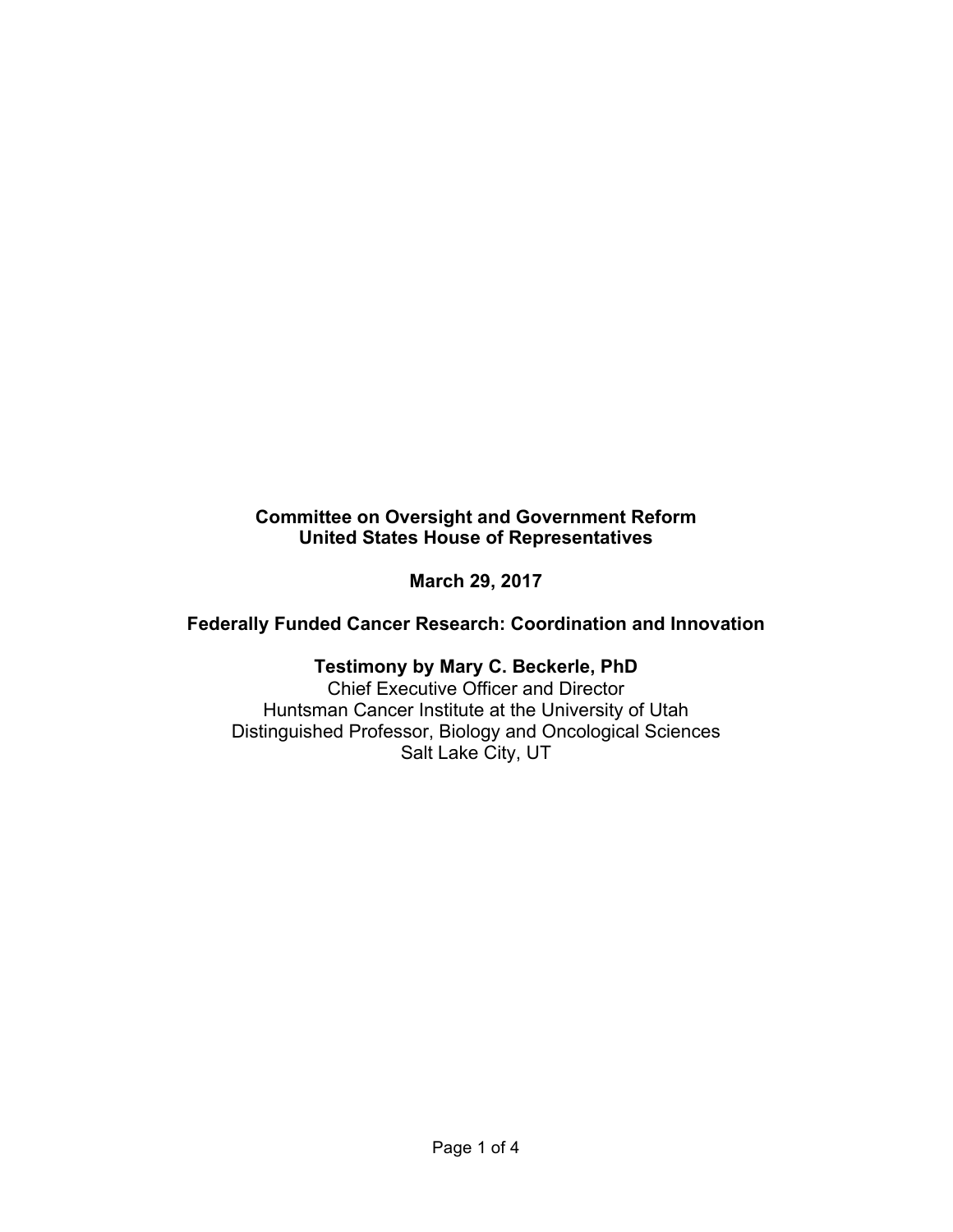**Committee on Oversight and Government Reform**
**United States House of Representatives**

**March 29, 2017**

**Federally Funded Cancer Research: Coordination and Innovation**

**Testimony by Mary C. Beckerle, PhD**
Chief Executive Officer and Director
Huntsman Cancer Institute at the University of Utah
Distinguished Professor, Biology and Oncological Sciences
Salt Lake City, UT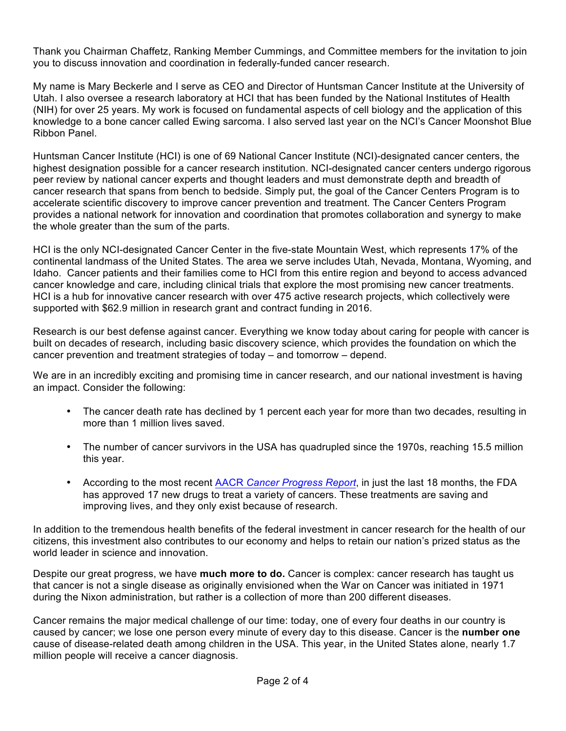Thank you Chairman Chaffetz, Ranking Member Cummings, and Committee members for the invitation to join you to discuss innovation and coordination in federally-funded cancer research.

My name is Mary Beckerle and I serve as CEO and Director of Huntsman Cancer Institute at the University of Utah. I also oversee a research laboratory at HCI that has been funded by the National Institutes of Health (NIH) for over 25 years. My work is focused on fundamental aspects of cell biology and the application of this knowledge to a bone cancer called Ewing sarcoma. I also served last year on the NCI's Cancer Moonshot Blue Ribbon Panel.

Huntsman Cancer Institute (HCI) is one of 69 National Cancer Institute (NCI)-designated cancer centers, the highest designation possible for a cancer research institution. NCI-designated cancer centers undergo rigorous peer review by national cancer experts and thought leaders and must demonstrate depth and breadth of cancer research that spans from bench to bedside. Simply put, the goal of the Cancer Centers Program is to accelerate scientific discovery to improve cancer prevention and treatment. The Cancer Centers Program provides a national network for innovation and coordination that promotes collaboration and synergy to make the whole greater than the sum of the parts.

HCI is the only NCI-designated Cancer Center in the five-state Mountain West, which represents 17% of the continental landmass of the United States. The area we serve includes Utah, Nevada, Montana, Wyoming, and Idaho. Cancer patients and their families come to HCI from this entire region and beyond to access advanced cancer knowledge and care, including clinical trials that explore the most promising new cancer treatments. HCI is a hub for innovative cancer research with over 475 active research projects, which collectively were supported with $62.9 million in research grant and contract funding in 2016.

Research is our best defense against cancer. Everything we know today about caring for people with cancer is built on decades of research, including basic discovery science, which provides the foundation on which the cancer prevention and treatment strategies of today – and tomorrow – depend.

We are in an incredibly exciting and promising time in cancer research, and our national investment is having an impact. Consider the following:

- The cancer death rate has declined by 1 percent each year for more than two decades, resulting in more than 1 million lives saved.
- The number of cancer survivors in the USA has quadrupled since the 1970s, reaching 15.5 million this year.
- According to the most recent AACR *Cancer Progress Report*, in just the last 18 months, the FDA has approved 17 new drugs to treat a variety of cancers. These treatments are saving and improving lives, and they only exist because of research.

In addition to the tremendous health benefits of the federal investment in cancer research for the health of our citizens, this investment also contributes to our economy and helps to retain our nation's prized status as the world leader in science and innovation.

Despite our great progress, we have **much more to do.** Cancer is complex: cancer research has taught us that cancer is not a single disease as originally envisioned when the War on Cancer was initiated in 1971 during the Nixon administration, but rather is a collection of more than 200 different diseases.

Cancer remains the major medical challenge of our time: today, one of every four deaths in our country is caused by cancer; we lose one person every minute of every day to this disease. Cancer is the **number one** cause of disease-related death among children in the USA. This year, in the United States alone, nearly 1.7 million people will receive a cancer diagnosis.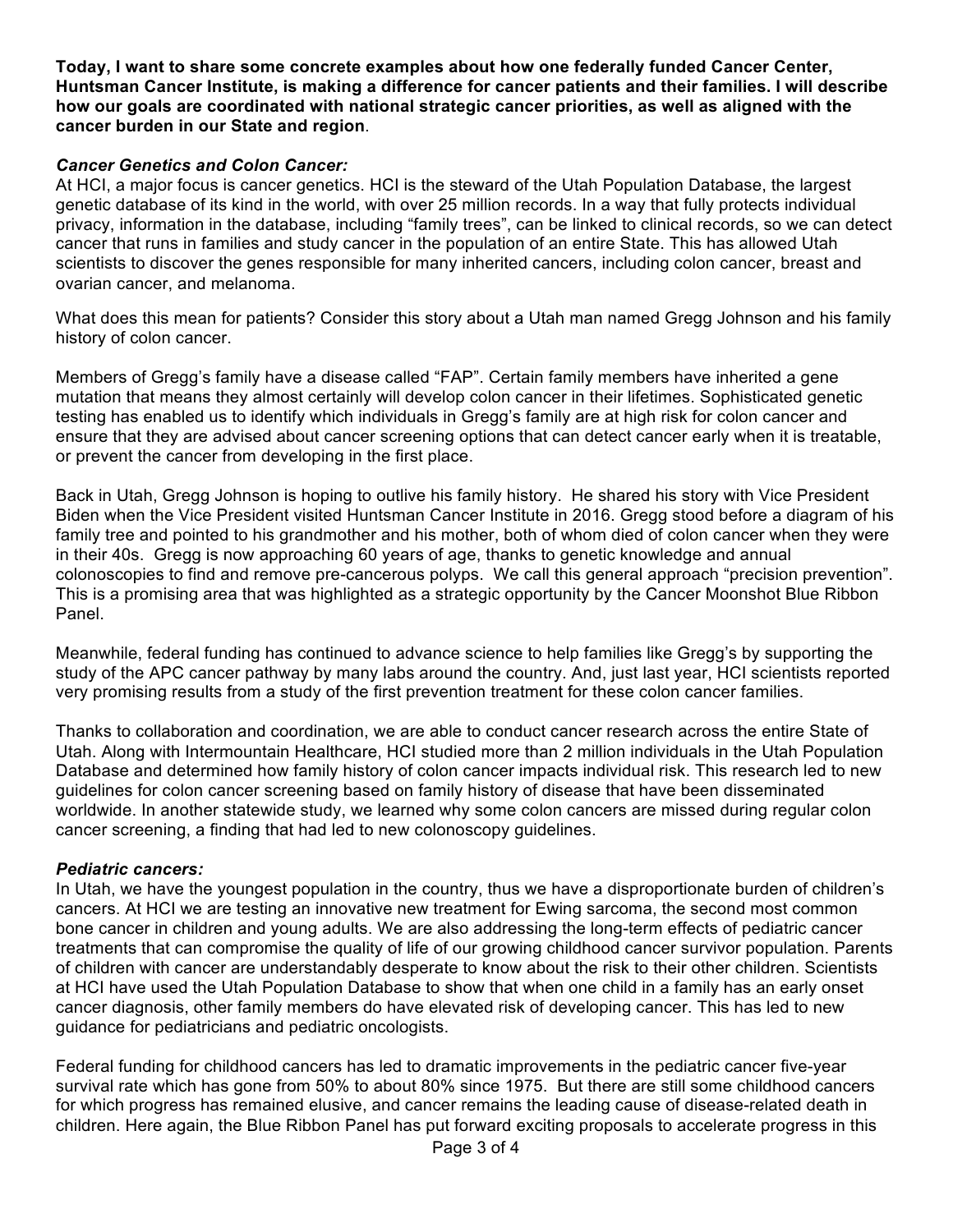**Today, I want to share some concrete examples about how one federally funded Cancer Center, Huntsman Cancer Institute, is making a difference for cancer patients and their families. I will describe how our goals are coordinated with national strategic cancer priorities, as well as aligned with the cancer burden in our State and region**.

***Cancer Genetics and Colon Cancer:***

At HCI, a major focus is cancer genetics. HCI is the steward of the Utah Population Database, the largest genetic database of its kind in the world, with over 25 million records. In a way that fully protects individual privacy, information in the database, including "family trees", can be linked to clinical records, so we can detect cancer that runs in families and study cancer in the population of an entire State. This has allowed Utah scientists to discover the genes responsible for many inherited cancers, including colon cancer, breast and ovarian cancer, and melanoma.

What does this mean for patients? Consider this story about a Utah man named Gregg Johnson and his family history of colon cancer.

Members of Gregg's family have a disease called "FAP". Certain family members have inherited a gene mutation that means they almost certainly will develop colon cancer in their lifetimes. Sophisticated genetic testing has enabled us to identify which individuals in Gregg's family are at high risk for colon cancer and ensure that they are advised about cancer screening options that can detect cancer early when it is treatable, or prevent the cancer from developing in the first place.

Back in Utah, Gregg Johnson is hoping to outlive his family history. He shared his story with Vice President Biden when the Vice President visited Huntsman Cancer Institute in 2016. Gregg stood before a diagram of his family tree and pointed to his grandmother and his mother, both of whom died of colon cancer when they were in their 40s. Gregg is now approaching 60 years of age, thanks to genetic knowledge and annual colonoscopies to find and remove pre-cancerous polyps. We call this general approach "precision prevention". This is a promising area that was highlighted as a strategic opportunity by the Cancer Moonshot Blue Ribbon Panel.

Meanwhile, federal funding has continued to advance science to help families like Gregg's by supporting the study of the APC cancer pathway by many labs around the country. And, just last year, HCI scientists reported very promising results from a study of the first prevention treatment for these colon cancer families.

Thanks to collaboration and coordination, we are able to conduct cancer research across the entire State of Utah. Along with Intermountain Healthcare, HCI studied more than 2 million individuals in the Utah Population Database and determined how family history of colon cancer impacts individual risk. This research led to new guidelines for colon cancer screening based on family history of disease that have been disseminated worldwide. In another statewide study, we learned why some colon cancers are missed during regular colon cancer screening, a finding that had led to new colonoscopy guidelines.

***Pediatric cancers:***

In Utah, we have the youngest population in the country, thus we have a disproportionate burden of children's cancers. At HCI we are testing an innovative new treatment for Ewing sarcoma, the second most common bone cancer in children and young adults. We are also addressing the long-term effects of pediatric cancer treatments that can compromise the quality of life of our growing childhood cancer survivor population. Parents of children with cancer are understandably desperate to know about the risk to their other children. Scientists at HCI have used the Utah Population Database to show that when one child in a family has an early onset cancer diagnosis, other family members do have elevated risk of developing cancer. This has led to new guidance for pediatricians and pediatric oncologists.

Federal funding for childhood cancers has led to dramatic improvements in the pediatric cancer five-year survival rate which has gone from 50% to about 80% since 1975. But there are still some childhood cancers for which progress has remained elusive, and cancer remains the leading cause of disease-related death in children. Here again, the Blue Ribbon Panel has put forward exciting proposals to accelerate progress in this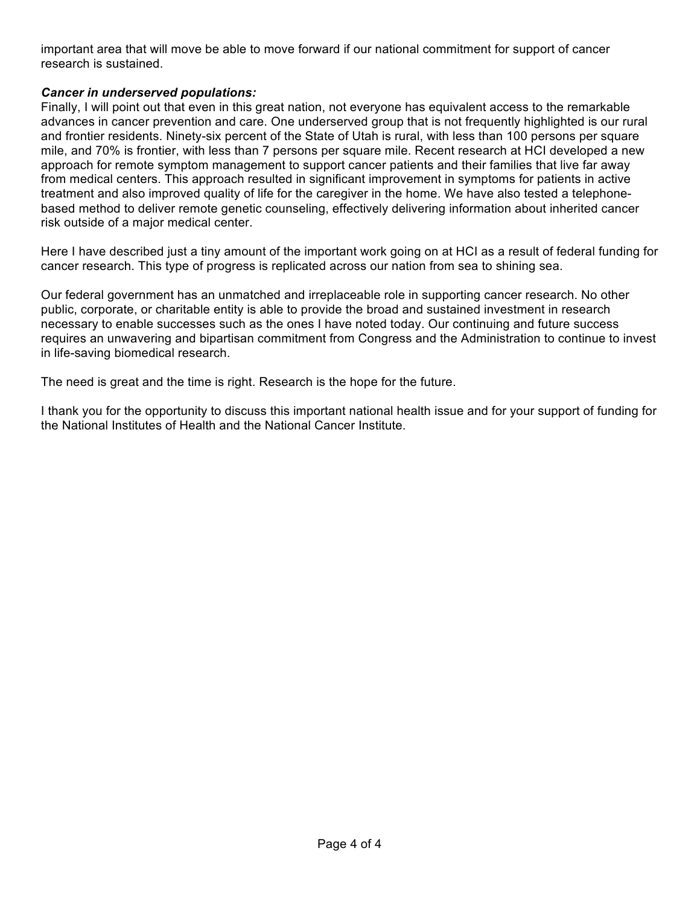important area that will move be able to move forward if our national commitment for support of cancer research is sustained.

***Cancer in underserved populations:***

Finally, I will point out that even in this great nation, not everyone has equivalent access to the remarkable advances in cancer prevention and care. One underserved group that is not frequently highlighted is our rural and frontier residents. Ninety-six percent of the State of Utah is rural, with less than 100 persons per square mile, and 70% is frontier, with less than 7 persons per square mile. Recent research at HCI developed a new approach for remote symptom management to support cancer patients and their families that live far away from medical centers. This approach resulted in significant improvement in symptoms for patients in active treatment and also improved quality of life for the caregiver in the home. We have also tested a telephone-based method to deliver remote genetic counseling, effectively delivering information about inherited cancer risk outside of a major medical center.

Here I have described just a tiny amount of the important work going on at HCI as a result of federal funding for cancer research. This type of progress is replicated across our nation from sea to shining sea.

Our federal government has an unmatched and irreplaceable role in supporting cancer research. No other public, corporate, or charitable entity is able to provide the broad and sustained investment in research necessary to enable successes such as the ones I have noted today. Our continuing and future success requires an unwavering and bipartisan commitment from Congress and the Administration to continue to invest in life-saving biomedical research.

The need is great and the time is right. Research is the hope for the future.

I thank you for the opportunity to discuss this important national health issue and for your support of funding for the National Institutes of Health and the National Cancer Institute.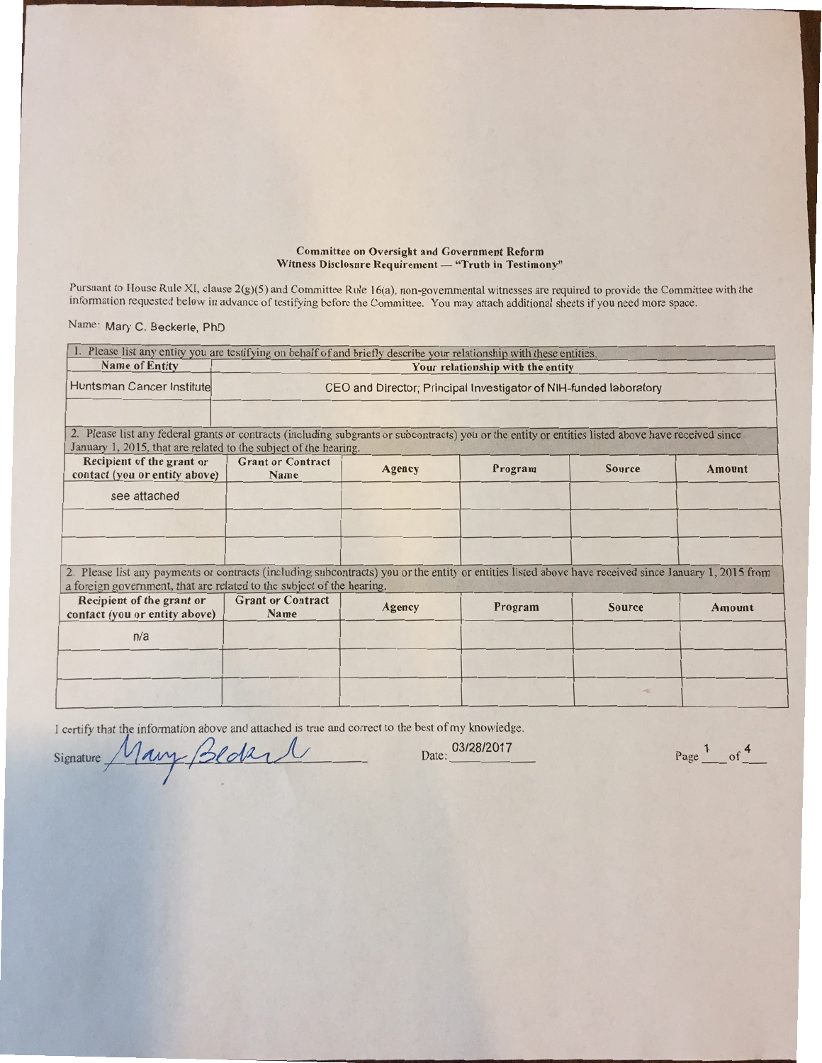**Committee on Oversight and Government Reform**
**Witness Disclosure Requirement — "Truth in Testimony"**

Pursuant to House Rule XI, clause 2(g)(5) and Committee Rule 16(a), non-governmental witnesses are required to provide the Committee with the information requested below in advance of testifying before the Committee. You may attach additional sheets if you need more space.

Name: Mary C. Beckerle, PhD

| 1. Please list any entity you are testifying on behalf of and briefly describe your relationship with these entities. | |
|---|---|
| **Name of Entity** | **Your relationship with the entity** |
| Huntsman Cancer Institute | CEO and Director; Principal Investigator of NIH-funded laboratory |
| | |

2. Please list any federal grants or contracts (including subgrants or subcontracts) you or the entity or entities listed above have received since January 1, 2015, that are related to the subject of the hearing.

| Recipient of the grant or contact (you or entity above) | Grant or Contract Name | Agency | Program | Source | Amount |
|---|---|---|---|---|---|
| see attached | | | | | |
| | | | | | |
| | | | | | |

2. Please list any payments or contracts (including subcontracts) you or the entity or entities listed above have received since January 1, 2015 from a foreign government, that are related to the subject of the hearing.

| Recipient of the grant or contact (you or entity above) | Grant or Contract Name | Agency | Program | Source | Amount |
|---|---|---|---|---|---|
| n/a | | | | | |
| | | | | | |
| | | | | | |

I certify that the information above and attached is true and correct to the best of my knowledge.

Signature: Mary Beckerle          Date: 03/28/2017          Page 1 of 4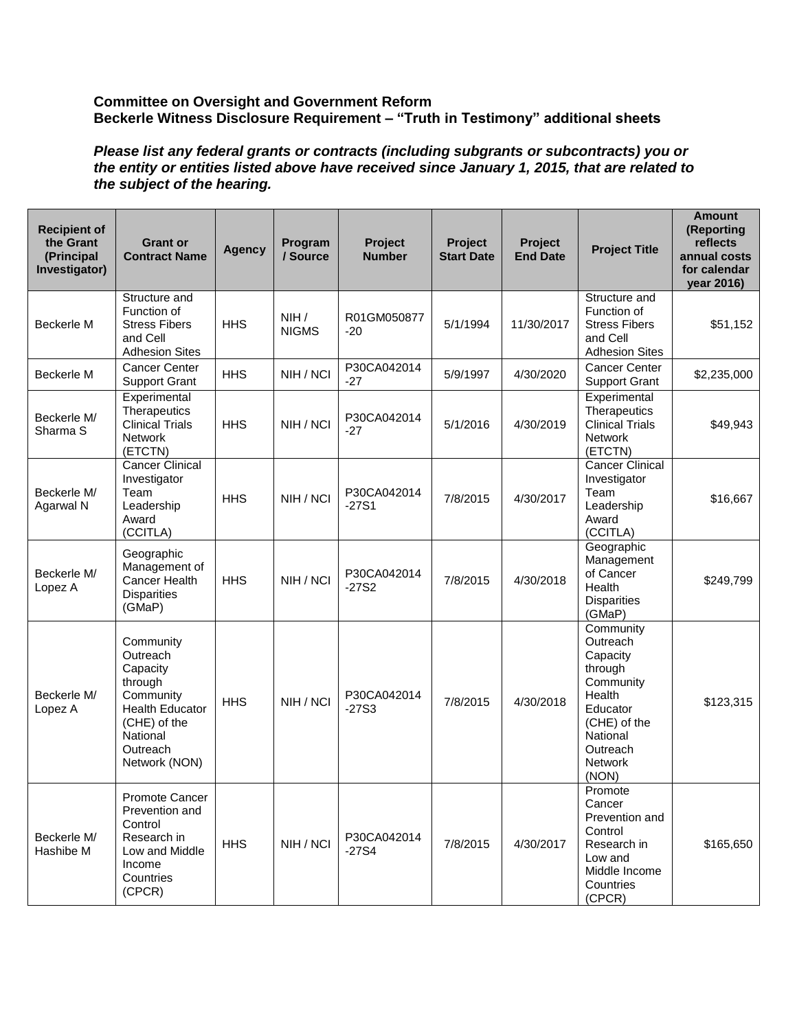**Committee on Oversight and Government Reform**
**Beckerle Witness Disclosure Requirement – "Truth in Testimony" additional sheets**

***Please list any federal grants or contracts (including subgrants or subcontracts) you or the entity or entities listed above have received since January 1, 2015, that are related to the subject of the hearing.***

| Recipient of the Grant (Principal Investigator) | Grant or Contract Name | Agency | Program / Source | Project Number | Project Start Date | Project End Date | Project Title | Amount (Reporting reflects annual costs for calendar year 2016) |
|---|---|---|---|---|---|---|---|---|
| Beckerle M | Structure and Function of Stress Fibers and Cell Adhesion Sites | HHS | NIH / NIGMS | R01GM050877-20 | 5/1/1994 | 11/30/2017 | Structure and Function of Stress Fibers and Cell Adhesion Sites | $51,152 |
| Beckerle M | Cancer Center Support Grant | HHS | NIH / NCI | P30CA042014-27 | 5/9/1997 | 4/30/2020 | Cancer Center Support Grant | $2,235,000 |
| Beckerle M/ Sharma S | Experimental Therapeutics Clinical Trials Network (ETCTN) | HHS | NIH / NCI | P30CA042014-27 | 5/1/2016 | 4/30/2019 | Experimental Therapeutics Clinical Trials Network (ETCTN) | $49,943 |
| Beckerle M/ Agarwal N | Cancer Clinical Investigator Team Leadership Award (CCITLA) | HHS | NIH / NCI | P30CA042014-27S1 | 7/8/2015 | 4/30/2017 | Cancer Clinical Investigator Team Leadership Award (CCITLA) | $16,667 |
| Beckerle M/ Lopez A | Geographic Management of Cancer Health Disparities (GMaP) | HHS | NIH / NCI | P30CA042014-27S2 | 7/8/2015 | 4/30/2018 | Geographic Management of Cancer Health Disparities (GMaP) | $249,799 |
| Beckerle M/ Lopez A | Community Outreach Capacity through Community Health Educator (CHE) of the National Outreach Network (NON) | HHS | NIH / NCI | P30CA042014-27S3 | 7/8/2015 | 4/30/2018 | Community Outreach Capacity through Community Health Educator (CHE) of the National Outreach Network (NON) | $123,315 |
| Beckerle M/ Hashibe M | Promote Cancer Prevention and Control Research in Low and Middle Income Countries (CPCR) | HHS | NIH / NCI | P30CA042014-27S4 | 7/8/2015 | 4/30/2017 | Promote Cancer Prevention and Control Research in Low and Middle Income Countries (CPCR) | $165,650 |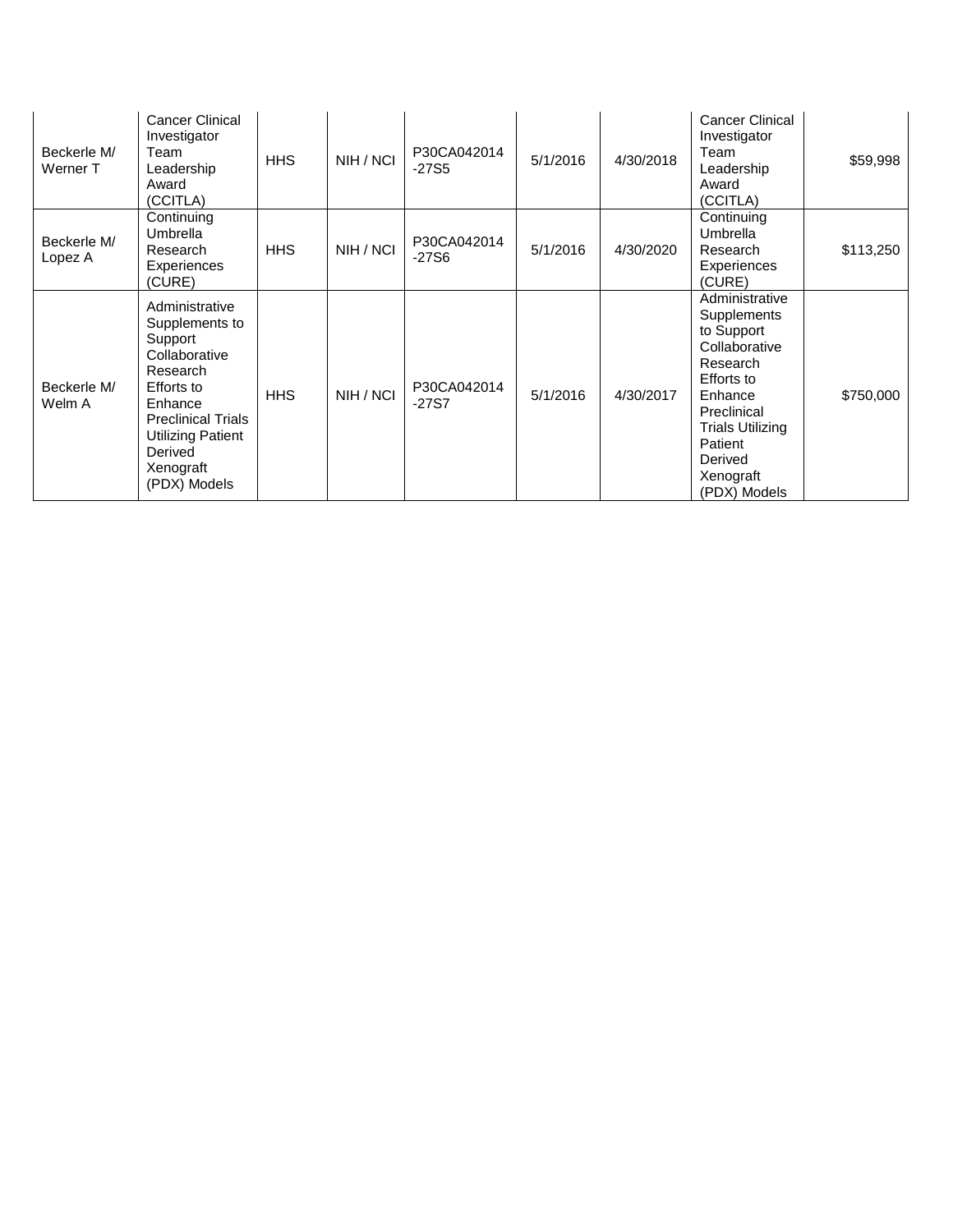| Beckerle M/ Werner T | Cancer Clinical Investigator Team Leadership Award (CCITLA) | HHS | NIH / NCI | P30CA042014 -27S5 | 5/1/2016 | 4/30/2018 | Cancer Clinical Investigator Team Leadership Award (CCITLA) | $59,998 |
|---|---|---|---|---|---|---|---|---|
| Beckerle M/ Lopez A | Continuing Umbrella Research Experiences (CURE) | HHS | NIH / NCI | P30CA042014 -27S6 | 5/1/2016 | 4/30/2020 | Continuing Umbrella Research Experiences (CURE) | $113,250 |
| Beckerle M/ Welm A | Administrative Supplements to Support Collaborative Research Efforts to Enhance Preclinical Trials Utilizing Patient Derived Xenograft (PDX) Models | HHS | NIH / NCI | P30CA042014 -27S7 | 5/1/2016 | 4/30/2017 | Administrative Supplements to Support Collaborative Research Efforts to Enhance Preclinical Trials Utilizing Patient Derived Xenograft (PDX) Models | $750,000 |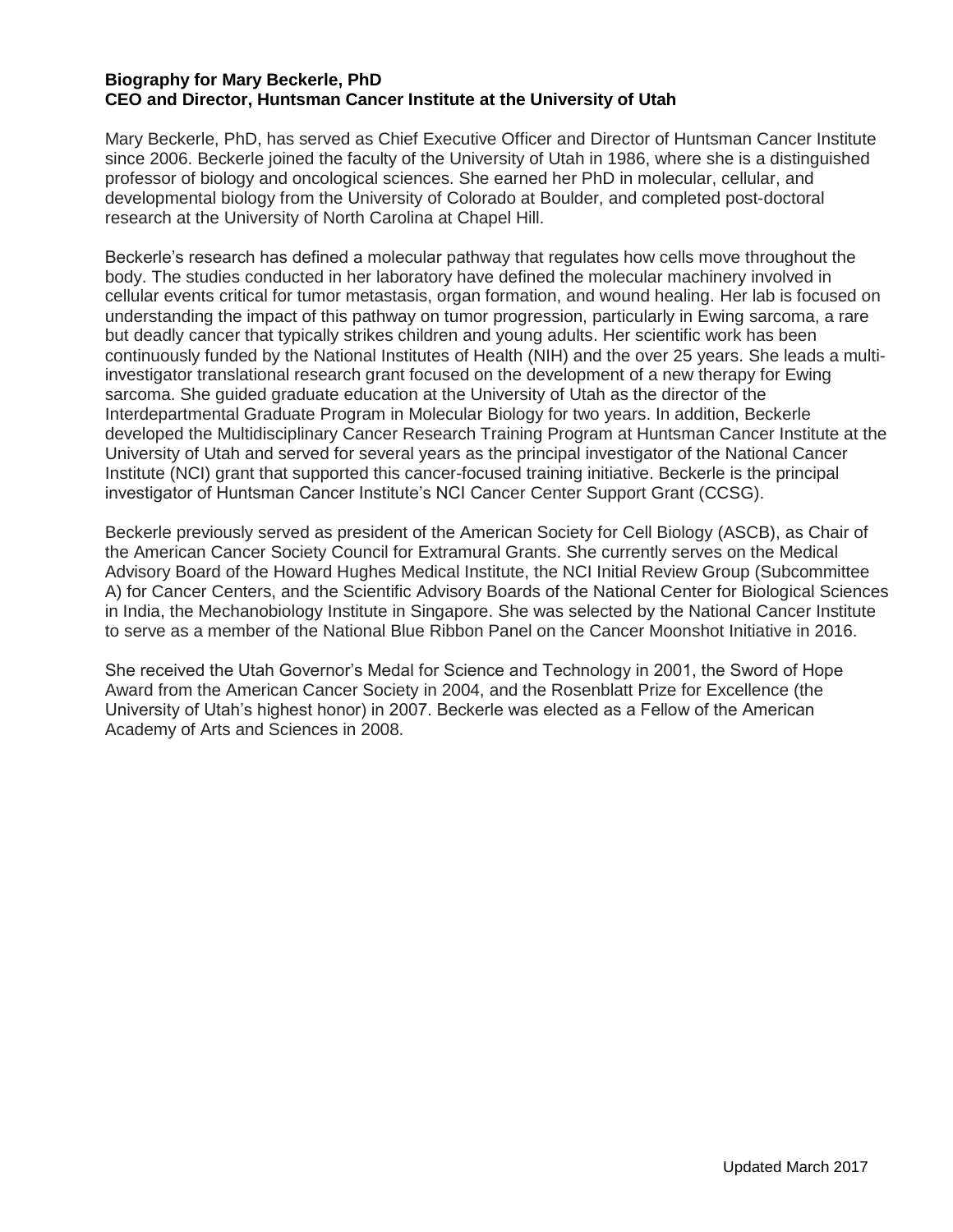**Biography for Mary Beckerle, PhD**
**CEO and Director, Huntsman Cancer Institute at the University of Utah**

Mary Beckerle, PhD, has served as Chief Executive Officer and Director of Huntsman Cancer Institute since 2006. Beckerle joined the faculty of the University of Utah in 1986, where she is a distinguished professor of biology and oncological sciences. She earned her PhD in molecular, cellular, and developmental biology from the University of Colorado at Boulder, and completed post-doctoral research at the University of North Carolina at Chapel Hill.

Beckerle's research has defined a molecular pathway that regulates how cells move throughout the body. The studies conducted in her laboratory have defined the molecular machinery involved in cellular events critical for tumor metastasis, organ formation, and wound healing. Her lab is focused on understanding the impact of this pathway on tumor progression, particularly in Ewing sarcoma, a rare but deadly cancer that typically strikes children and young adults. Her scientific work has been continuously funded by the National Institutes of Health (NIH) and the over 25 years. She leads a multi-investigator translational research grant focused on the development of a new therapy for Ewing sarcoma. She guided graduate education at the University of Utah as the director of the Interdepartmental Graduate Program in Molecular Biology for two years. In addition, Beckerle developed the Multidisciplinary Cancer Research Training Program at Huntsman Cancer Institute at the University of Utah and served for several years as the principal investigator of the National Cancer Institute (NCI) grant that supported this cancer-focused training initiative. Beckerle is the principal investigator of Huntsman Cancer Institute's NCI Cancer Center Support Grant (CCSG).

Beckerle previously served as president of the American Society for Cell Biology (ASCB), as Chair of the American Cancer Society Council for Extramural Grants. She currently serves on the Medical Advisory Board of the Howard Hughes Medical Institute, the NCI Initial Review Group (Subcommittee A) for Cancer Centers, and the Scientific Advisory Boards of the National Center for Biological Sciences in India, the Mechanobiology Institute in Singapore. She was selected by the National Cancer Institute to serve as a member of the National Blue Ribbon Panel on the Cancer Moonshot Initiative in 2016.

She received the Utah Governor's Medal for Science and Technology in 2001, the Sword of Hope Award from the American Cancer Society in 2004, and the Rosenblatt Prize for Excellence (the University of Utah's highest honor) in 2007. Beckerle was elected as a Fellow of the American Academy of Arts and Sciences in 2008.

Updated March 2017